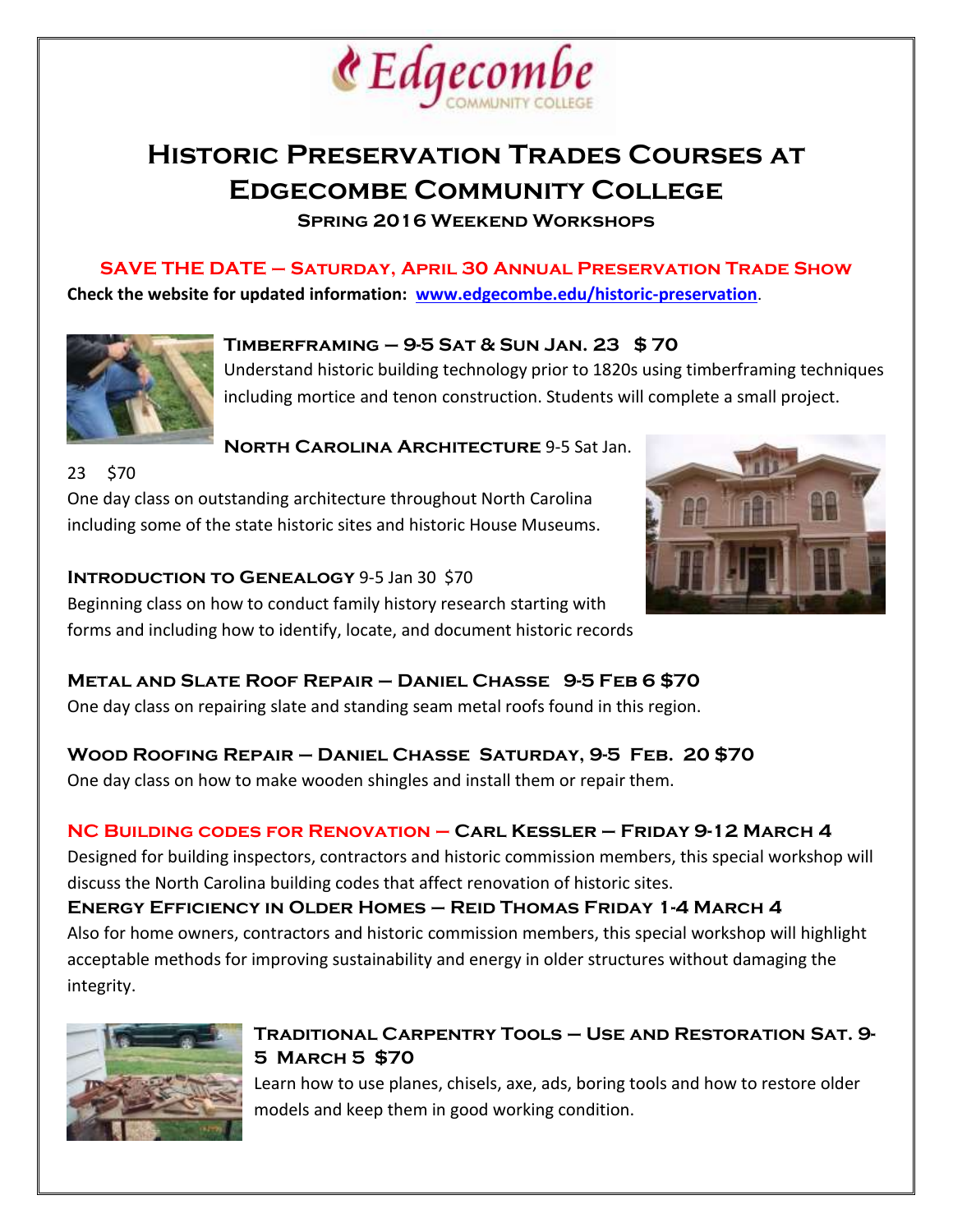Edgecombe
COMMUNITY COLLEGE

# Historic Preservation Trades Courses at Edgecombe Community College

### Spring 2016 Weekend Workshops

**SAVE THE DATE – Saturday, April 30 Annual Preservation Trade Show**

**Check the website for updated information: www.edgecombe.edu/historic-preservation**.

**Timberframing – 9-5 Sat & Sun Jan. 23 $ 70**
Understand historic building technology prior to 1820s using timberframing techniques including mortice and tenon construction. Students will complete a small project.

**North Carolina Architecture** 9-5 Sat Jan. 23 $70
One day class on outstanding architecture throughout North Carolina including some of the state historic sites and historic House Museums.

**Introduction to Genealogy** 9-5 Jan 30 $70
Beginning class on how to conduct family history research starting with forms and including how to identify, locate, and document historic records

**Metal and Slate Roof Repair – Daniel Chasse 9-5 Feb 6 $70**
One day class on repairing slate and standing seam metal roofs found in this region.

**Wood Roofing Repair – Daniel Chasse Saturday, 9-5 Feb. 20 $70**
One day class on how to make wooden shingles and install them or repair them.

**NC Building codes for Renovation – Carl Kessler – Friday 9-12 March 4**
Designed for building inspectors, contractors and historic commission members, this special workshop will discuss the North Carolina building codes that affect renovation of historic sites.

**Energy Efficiency in Older Homes – Reid Thomas Friday 1-4 March 4**
Also for home owners, contractors and historic commission members, this special workshop will highlight acceptable methods for improving sustainability and energy in older structures without damaging the integrity.

**Traditional Carpentry Tools – Use and Restoration Sat. 9-5 March 5 $70**
Learn how to use planes, chisels, axe, ads, boring tools and how to restore older models and keep them in good working condition.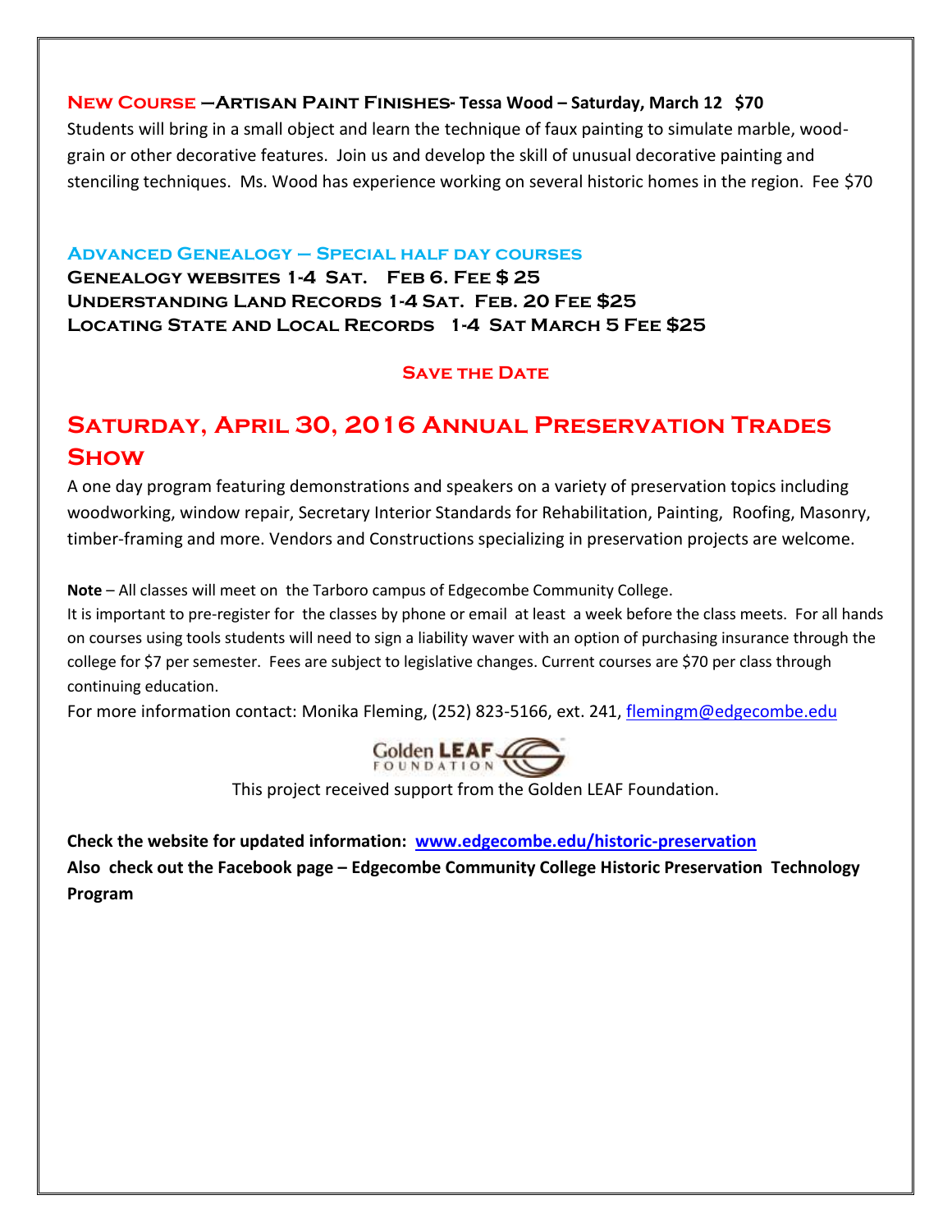**New Course –Artisan Paint Finishes- Tessa Wood – Saturday, March 12 $70**

Students will bring in a small object and learn the technique of faux painting to simulate marble, wood-grain or other decorative features. Join us and develop the skill of unusual decorative painting and stenciling techniques. Ms. Wood has experience working on several historic homes in the region. Fee $70

**Advanced Genealogy – Special half day courses**

**Genealogy websites 1-4 Sat. Feb 6. Fee $ 25**
**Understanding Land Records 1-4 Sat. Feb. 20 Fee $25**
**Locating State and Local Records 1-4 Sat March 5 Fee $25**

**Save the Date**

## Saturday, April 30, 2016 Annual Preservation Trades Show

A one day program featuring demonstrations and speakers on a variety of preservation topics including woodworking, window repair, Secretary Interior Standards for Rehabilitation, Painting, Roofing, Masonry, timber-framing and more. Vendors and Constructions specializing in preservation projects are welcome.

**Note** – All classes will meet on the Tarboro campus of Edgecombe Community College.
It is important to pre-register for the classes by phone or email at least a week before the class meets. For all hands on courses using tools students will need to sign a liability waver with an option of purchasing insurance through the college for $7 per semester. Fees are subject to legislative changes. Current courses are $70 per class through continuing education.

For more information contact: Monika Fleming, (252) 823-5166, ext. 241, flemingm@edgecombe.edu

Golden LEAF FOUNDATION

This project received support from the Golden LEAF Foundation.

**Check the website for updated information: www.edgecombe.edu/historic-preservation**
**Also check out the Facebook page – Edgecombe Community College Historic Preservation Technology Program**